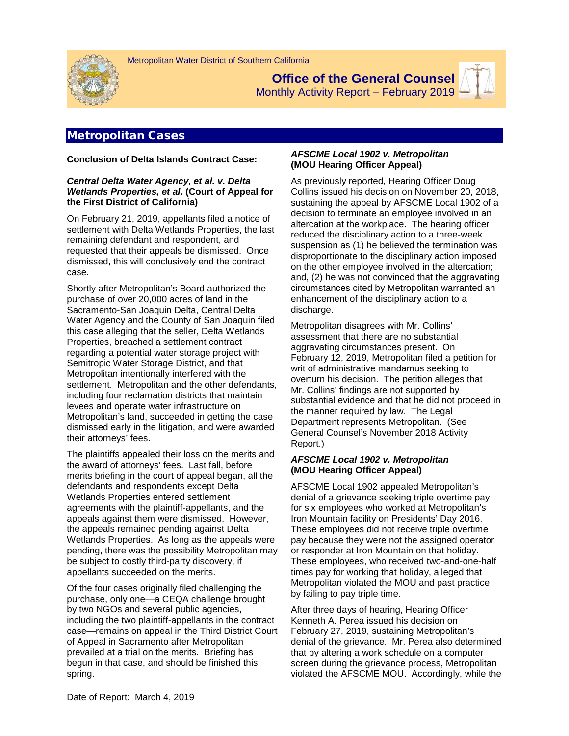Metropolitan Water District of Southern California

# Office of the General Counsel

Monthly Activity Report – February 2019

## Metropolitan Cases

**Conclusion of Delta Islands Contract Case:**

***Central Delta Water Agency, et al. v. Delta Wetlands Properties, et al*. (Court of Appeal for the First District of California)**

On February 21, 2019, appellants filed a notice of settlement with Delta Wetlands Properties, the last remaining defendant and respondent, and requested that their appeals be dismissed. Once dismissed, this will conclusively end the contract case.

Shortly after Metropolitan's Board authorized the purchase of over 20,000 acres of land in the Sacramento-San Joaquin Delta, Central Delta Water Agency and the County of San Joaquin filed this case alleging that the seller, Delta Wetlands Properties, breached a settlement contract regarding a potential water storage project with Semitropic Water Storage District, and that Metropolitan intentionally interfered with the settlement. Metropolitan and the other defendants, including four reclamation districts that maintain levees and operate water infrastructure on Metropolitan's land, succeeded in getting the case dismissed early in the litigation, and were awarded their attorneys' fees.

The plaintiffs appealed their loss on the merits and the award of attorneys' fees. Last fall, before merits briefing in the court of appeal began, all the defendants and respondents except Delta Wetlands Properties entered settlement agreements with the plaintiff-appellants, and the appeals against them were dismissed. However, the appeals remained pending against Delta Wetlands Properties. As long as the appeals were pending, there was the possibility Metropolitan may be subject to costly third-party discovery, if appellants succeeded on the merits.

Of the four cases originally filed challenging the purchase, only one—a CEQA challenge brought by two NGOs and several public agencies, including the two plaintiff-appellants in the contract case—remains on appeal in the Third District Court of Appeal in Sacramento after Metropolitan prevailed at a trial on the merits. Briefing has begun in that case, and should be finished this spring.

***AFSCME Local 1902 v. Metropolitan* (MOU Hearing Officer Appeal)**

As previously reported, Hearing Officer Doug Collins issued his decision on November 20, 2018, sustaining the appeal by AFSCME Local 1902 of a decision to terminate an employee involved in an altercation at the workplace. The hearing officer reduced the disciplinary action to a three-week suspension as (1) he believed the termination was disproportionate to the disciplinary action imposed on the other employee involved in the altercation; and, (2) he was not convinced that the aggravating circumstances cited by Metropolitan warranted an enhancement of the disciplinary action to a discharge.

Metropolitan disagrees with Mr. Collins' assessment that there are no substantial aggravating circumstances present. On February 12, 2019, Metropolitan filed a petition for writ of administrative mandamus seeking to overturn his decision. The petition alleges that Mr. Collins' findings are not supported by substantial evidence and that he did not proceed in the manner required by law. The Legal Department represents Metropolitan. (See General Counsel's November 2018 Activity Report.)

***AFSCME Local 1902 v. Metropolitan* (MOU Hearing Officer Appeal)**

AFSCME Local 1902 appealed Metropolitan's denial of a grievance seeking triple overtime pay for six employees who worked at Metropolitan's Iron Mountain facility on Presidents' Day 2016. These employees did not receive triple overtime pay because they were not the assigned operator or responder at Iron Mountain on that holiday. These employees, who received two-and-one-half times pay for working that holiday, alleged that Metropolitan violated the MOU and past practice by failing to pay triple time.

After three days of hearing, Hearing Officer Kenneth A. Perea issued his decision on February 27, 2019, sustaining Metropolitan's denial of the grievance. Mr. Perea also determined that by altering a work schedule on a computer screen during the grievance process, Metropolitan violated the AFSCME MOU. Accordingly, while the

Date of Report: March 4, 2019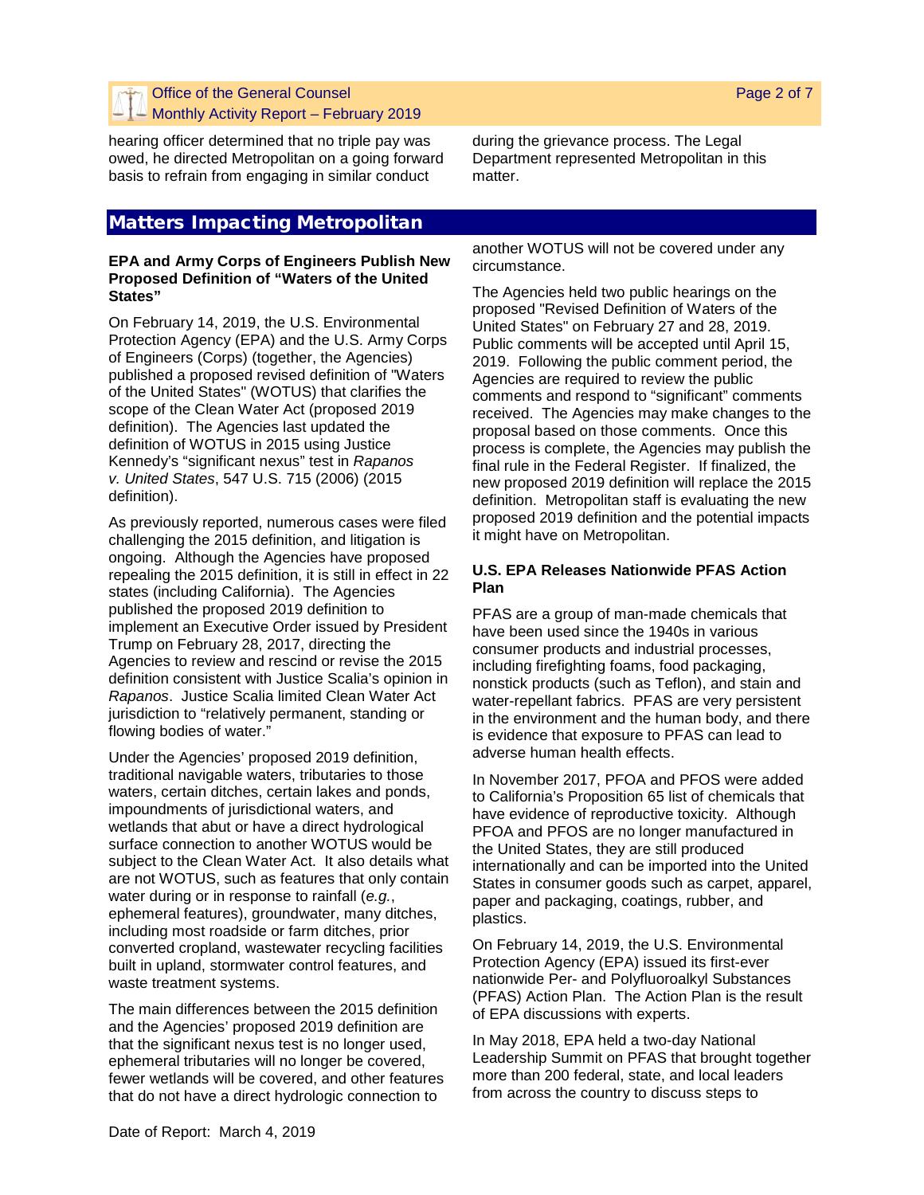hearing officer determined that no triple pay was owed, he directed Metropolitan on a going forward basis to refrain from engaging in similar conduct during the grievance process. The Legal Department represented Metropolitan in this matter.

## Matters Impacting Metropolitan

### EPA and Army Corps of Engineers Publish New Proposed Definition of "Waters of the United States"

On February 14, 2019, the U.S. Environmental Protection Agency (EPA) and the U.S. Army Corps of Engineers (Corps) (together, the Agencies) published a proposed revised definition of "Waters of the United States" (WOTUS) that clarifies the scope of the Clean Water Act (proposed 2019 definition). The Agencies last updated the definition of WOTUS in 2015 using Justice Kennedy's "significant nexus" test in *Rapanos v. United States*, 547 U.S. 715 (2006) (2015 definition).

As previously reported, numerous cases were filed challenging the 2015 definition, and litigation is ongoing. Although the Agencies have proposed repealing the 2015 definition, it is still in effect in 22 states (including California). The Agencies published the proposed 2019 definition to implement an Executive Order issued by President Trump on February 28, 2017, directing the Agencies to review and rescind or revise the 2015 definition consistent with Justice Scalia's opinion in *Rapanos*. Justice Scalia limited Clean Water Act jurisdiction to "relatively permanent, standing or flowing bodies of water."

Under the Agencies' proposed 2019 definition, traditional navigable waters, tributaries to those waters, certain ditches, certain lakes and ponds, impoundments of jurisdictional waters, and wetlands that abut or have a direct hydrological surface connection to another WOTUS would be subject to the Clean Water Act. It also details what are not WOTUS, such as features that only contain water during or in response to rainfall (*e.g.*, ephemeral features), groundwater, many ditches, including most roadside or farm ditches, prior converted cropland, wastewater recycling facilities built in upland, stormwater control features, and waste treatment systems.

The main differences between the 2015 definition and the Agencies' proposed 2019 definition are that the significant nexus test is no longer used, ephemeral tributaries will no longer be covered, fewer wetlands will be covered, and other features that do not have a direct hydrologic connection to another WOTUS will not be covered under any circumstance.

The Agencies held two public hearings on the proposed "Revised Definition of Waters of the United States" on February 27 and 28, 2019. Public comments will be accepted until April 15, 2019. Following the public comment period, the Agencies are required to review the public comments and respond to "significant" comments received. The Agencies may make changes to the proposal based on those comments. Once this process is complete, the Agencies may publish the final rule in the Federal Register. If finalized, the new proposed 2019 definition will replace the 2015 definition. Metropolitan staff is evaluating the new proposed 2019 definition and the potential impacts it might have on Metropolitan.

### U.S. EPA Releases Nationwide PFAS Action Plan

PFAS are a group of man-made chemicals that have been used since the 1940s in various consumer products and industrial processes, including firefighting foams, food packaging, nonstick products (such as Teflon), and stain and water-repellant fabrics. PFAS are very persistent in the environment and the human body, and there is evidence that exposure to PFAS can lead to adverse human health effects.

In November 2017, PFOA and PFOS were added to California's Proposition 65 list of chemicals that have evidence of reproductive toxicity. Although PFOA and PFOS are no longer manufactured in the United States, they are still produced internationally and can be imported into the United States in consumer goods such as carpet, apparel, paper and packaging, coatings, rubber, and plastics.

On February 14, 2019, the U.S. Environmental Protection Agency (EPA) issued its first-ever nationwide Per- and Polyfluoroalkyl Substances (PFAS) Action Plan. The Action Plan is the result of EPA discussions with experts.

In May 2018, EPA held a two-day National Leadership Summit on PFAS that brought together more than 200 federal, state, and local leaders from across the country to discuss steps to

Date of Report: March 4, 2019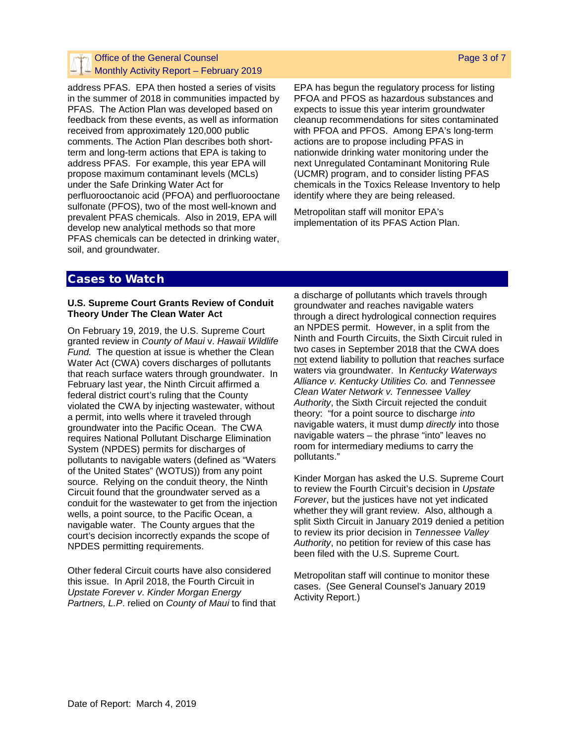address PFAS. EPA then hosted a series of visits in the summer of 2018 in communities impacted by PFAS. The Action Plan was developed based on feedback from these events, as well as information received from approximately 120,000 public comments. The Action Plan describes both short-term and long-term actions that EPA is taking to address PFAS. For example, this year EPA will propose maximum contaminant levels (MCLs) under the Safe Drinking Water Act for perfluorooctanoic acid (PFOA) and perfluorooctane sulfonate (PFOS), two of the most well-known and prevalent PFAS chemicals. Also in 2019, EPA will develop new analytical methods so that more PFAS chemicals can be detected in drinking water, soil, and groundwater.

EPA has begun the regulatory process for listing PFOA and PFOS as hazardous substances and expects to issue this year interim groundwater cleanup recommendations for sites contaminated with PFOA and PFOS. Among EPA's long-term actions are to propose including PFAS in nationwide drinking water monitoring under the next Unregulated Contaminant Monitoring Rule (UCMR) program, and to consider listing PFAS chemicals in the Toxics Release Inventory to help identify where they are being released.

Metropolitan staff will monitor EPA's implementation of its PFAS Action Plan.

## Cases to Watch

**U.S. Supreme Court Grants Review of Conduit Theory Under The Clean Water Act**

On February 19, 2019, the U.S. Supreme Court granted review in *County of Maui* v. *Hawaii Wildlife Fund.* The question at issue is whether the Clean Water Act (CWA) covers discharges of pollutants that reach surface waters through groundwater. In February last year, the Ninth Circuit affirmed a federal district court's ruling that the County violated the CWA by injecting wastewater, without a permit, into wells where it traveled through groundwater into the Pacific Ocean. The CWA requires National Pollutant Discharge Elimination System (NPDES) permits for discharges of pollutants to navigable waters (defined as "Waters of the United States" (WOTUS)) from any point source. Relying on the conduit theory, the Ninth Circuit found that the groundwater served as a conduit for the wastewater to get from the injection wells, a point source, to the Pacific Ocean, a navigable water. The County argues that the court's decision incorrectly expands the scope of NPDES permitting requirements.

Other federal Circuit courts have also considered this issue. In April 2018, the Fourth Circuit in *Upstate Forever v. Kinder Morgan Energy Partners, L.P*. relied on *County of Maui* to find that a discharge of pollutants which travels through groundwater and reaches navigable waters through a direct hydrological connection requires an NPDES permit. However, in a split from the Ninth and Fourth Circuits, the Sixth Circuit ruled in two cases in September 2018 that the CWA does <u>not</u> extend liability to pollution that reaches surface waters via groundwater. In *Kentucky Waterways Alliance v. Kentucky Utilities Co.* and *Tennessee Clean Water Network v. Tennessee Valley Authority*, the Sixth Circuit rejected the conduit theory: "for a point source to discharge *into* navigable waters, it must dump *directly* into those navigable waters – the phrase "into" leaves no room for intermediary mediums to carry the pollutants."

Kinder Morgan has asked the U.S. Supreme Court to review the Fourth Circuit's decision in *Upstate Forever*, but the justices have not yet indicated whether they will grant review. Also, although a split Sixth Circuit in January 2019 denied a petition to review its prior decision in *Tennessee Valley Authority*, no petition for review of this case has been filed with the U.S. Supreme Court.

Metropolitan staff will continue to monitor these cases. (See General Counsel's January 2019 Activity Report.)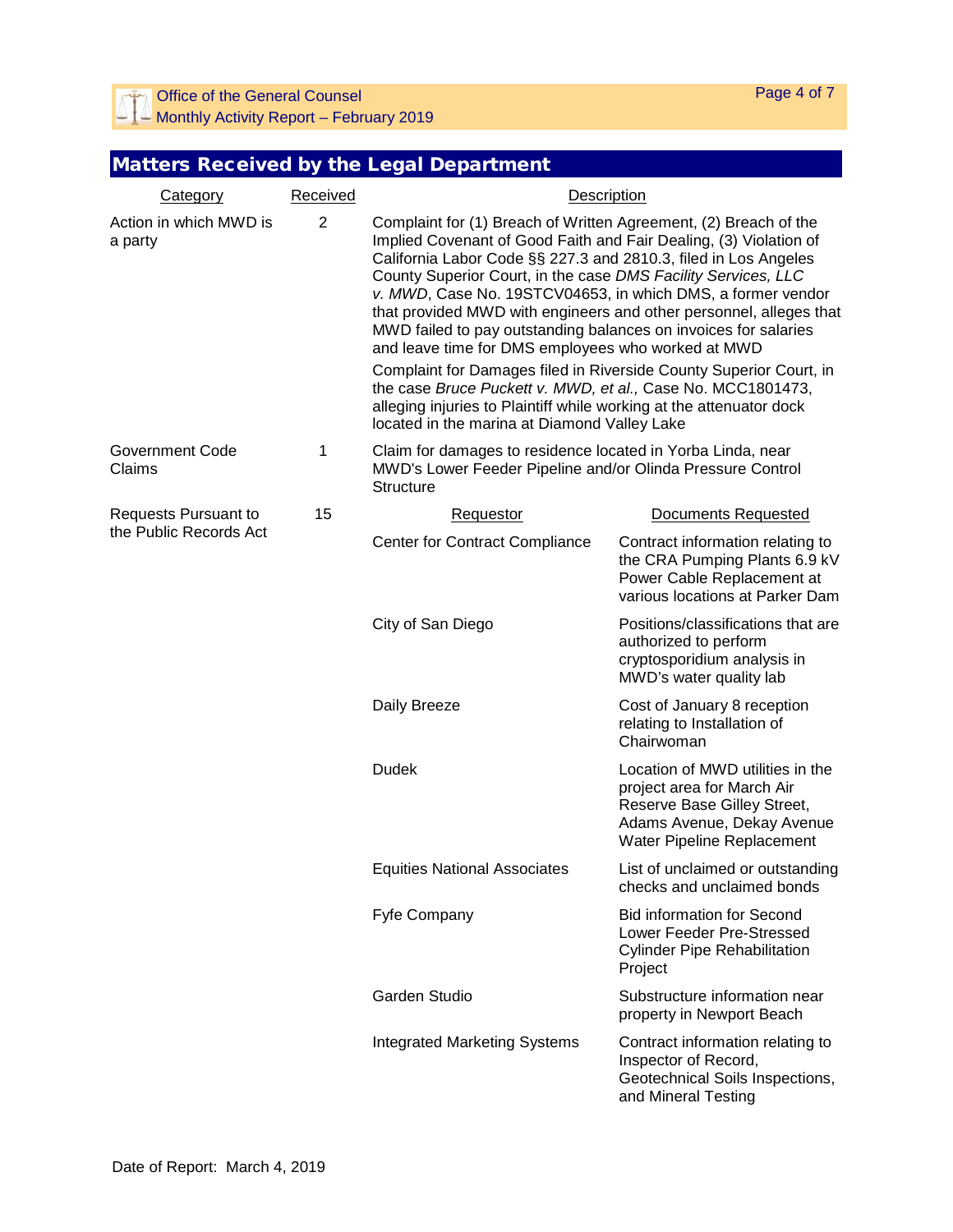## Matters Received by the Legal Department

| Category | Received | Description | |
|---|---|---|---|
| Action in which MWD is a party | 2 | Complaint for (1) Breach of Written Agreement, (2) Breach of the Implied Covenant of Good Faith and Fair Dealing, (3) Violation of California Labor Code §§ 227.3 and 2810.3, filed in Los Angeles County Superior Court, in the case *DMS Facility Services, LLC v. MWD*, Case No. 19STCV04653, in which DMS, a former vendor that provided MWD with engineers and other personnel, alleges that MWD failed to pay outstanding balances on invoices for salaries and leave time for DMS employees who worked at MWD | |
| | | Complaint for Damages filed in Riverside County Superior Court, in the case *Bruce Puckett v. MWD, et al.,* Case No. MCC1801473, alleging injuries to Plaintiff while working at the attenuator dock located in the marina at Diamond Valley Lake | |
| Government Code Claims | 1 | Claim for damages to residence located in Yorba Linda, near MWD's Lower Feeder Pipeline and/or Olinda Pressure Control Structure | |
| Requests Pursuant to the Public Records Act | 15 | Requestor | Documents Requested |
| | | Center for Contract Compliance | Contract information relating to the CRA Pumping Plants 6.9 kV Power Cable Replacement at various locations at Parker Dam |
| | | City of San Diego | Positions/classifications that are authorized to perform cryptosporidium analysis in MWD's water quality lab |
| | | Daily Breeze | Cost of January 8 reception relating to Installation of Chairwoman |
| | | Dudek | Location of MWD utilities in the project area for March Air Reserve Base Gilley Street, Adams Avenue, Dekay Avenue Water Pipeline Replacement |
| | | Equities National Associates | List of unclaimed or outstanding checks and unclaimed bonds |
| | | Fyfe Company | Bid information for Second Lower Feeder Pre-Stressed Cylinder Pipe Rehabilitation Project |
| | | Garden Studio | Substructure information near property in Newport Beach |
| | | Integrated Marketing Systems | Contract information relating to Inspector of Record, Geotechnical Soils Inspections, and Mineral Testing |

Date of Report: March 4, 2019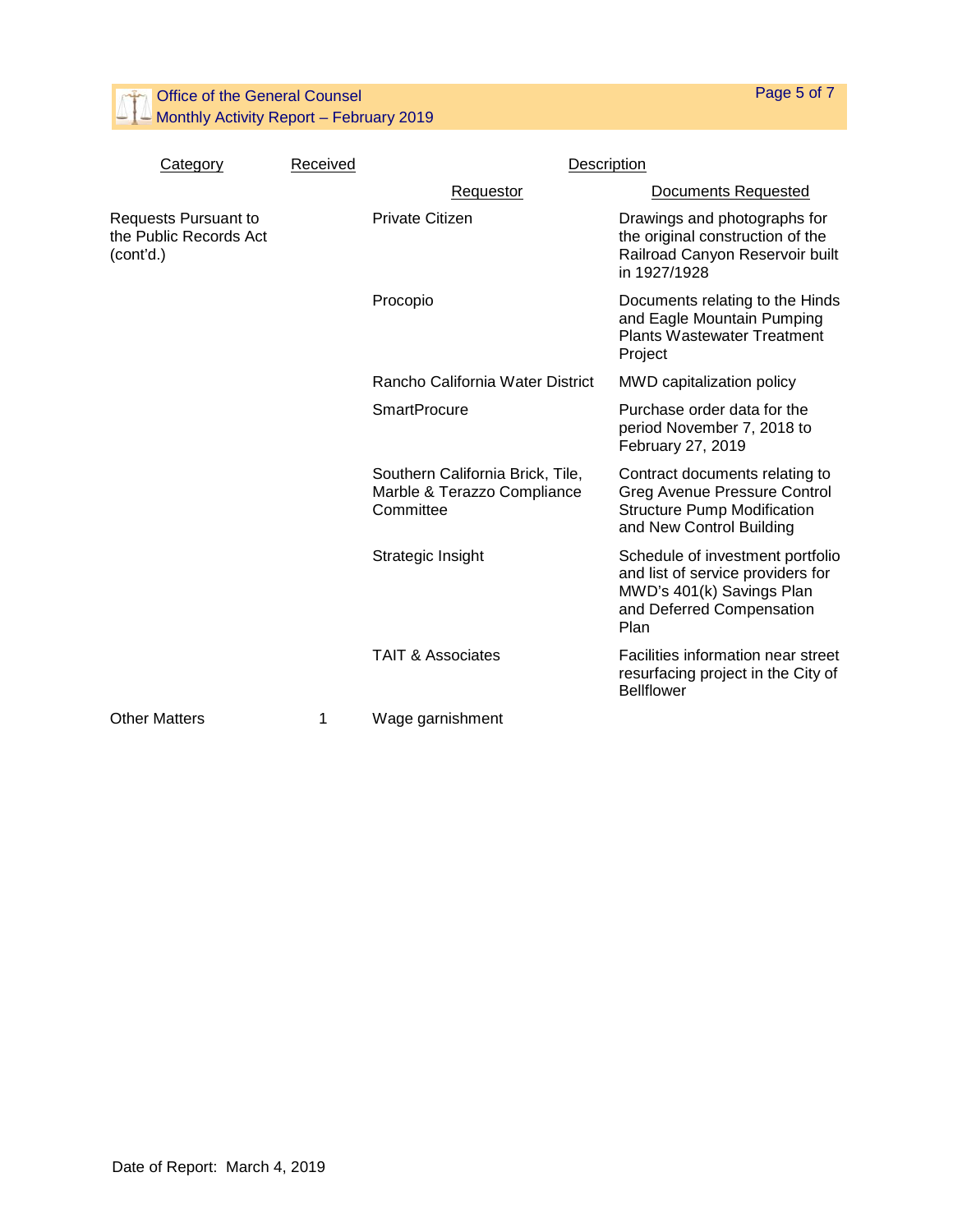| Category | Received | Description | |
|---|---|---|---|
| | | Requestor | Documents Requested |
| Requests Pursuant to the Public Records Act (cont'd.) | | Private Citizen | Drawings and photographs for the original construction of the Railroad Canyon Reservoir built in 1927/1928 |
| | | Procopio | Documents relating to the Hinds and Eagle Mountain Pumping Plants Wastewater Treatment Project |
| | | Rancho California Water District | MWD capitalization policy |
| | | SmartProcure | Purchase order data for the period November 7, 2018 to February 27, 2019 |
| | | Southern California Brick, Tile, Marble & Terazzo Compliance Committee | Contract documents relating to Greg Avenue Pressure Control Structure Pump Modification and New Control Building |
| | | Strategic Insight | Schedule of investment portfolio and list of service providers for MWD's 401(k) Savings Plan and Deferred Compensation Plan |
| | | TAIT & Associates | Facilities information near street resurfacing project in the City of Bellflower |
| Other Matters | 1 | Wage garnishment | |

Date of Report: March 4, 2019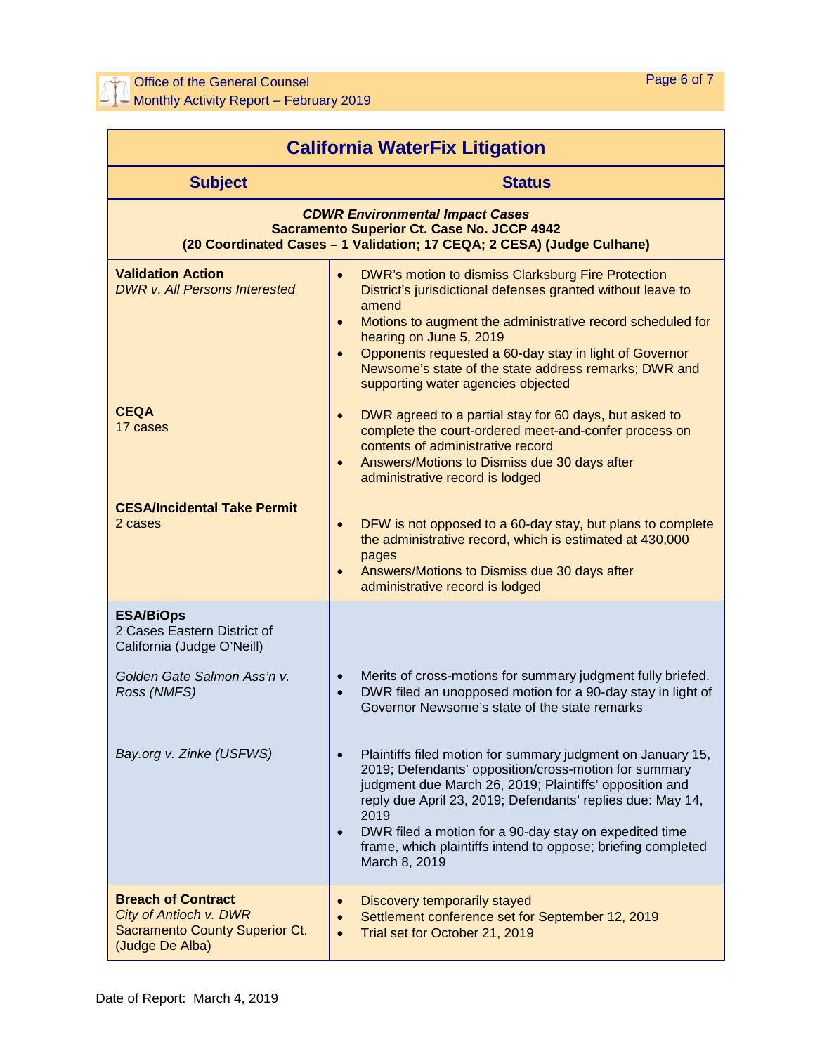## California WaterFix Litigation

| Subject | Status |
|---|---|
| ***CDWR Environmental Impact Cases*** **Sacramento Superior Ct. Case No. JCCP 4942 (20 Coordinated Cases – 1 Validation; 17 CEQA; 2 CESA) (Judge Culhane)** | |
| **Validation Action** *DWR v. All Persons Interested* | • DWR's motion to dismiss Clarksburg Fire Protection District's jurisdictional defenses granted without leave to amend<br>• Motions to augment the administrative record scheduled for hearing on June 5, 2019<br>• Opponents requested a 60-day stay in light of Governor Newsome's state of the state address remarks; DWR and supporting water agencies objected |
| **CEQA** 17 cases | • DWR agreed to a partial stay for 60 days, but asked to complete the court-ordered meet-and-confer process on contents of administrative record<br>• Answers/Motions to Dismiss due 30 days after administrative record is lodged |
| **CESA/Incidental Take Permit** 2 cases | • DFW is not opposed to a 60-day stay, but plans to complete the administrative record, which is estimated at 430,000 pages<br>• Answers/Motions to Dismiss due 30 days after administrative record is lodged |
| **ESA/BiOps** 2 Cases Eastern District of California (Judge O'Neill) | |
| *Golden Gate Salmon Ass'n v. Ross (NMFS)* | • Merits of cross-motions for summary judgment fully briefed.<br>• DWR filed an unopposed motion for a 90-day stay in light of Governor Newsome's state of the state remarks |
| *Bay.org v. Zinke (USFWS)* | • Plaintiffs filed motion for summary judgment on January 15, 2019; Defendants' opposition/cross-motion for summary judgment due March 26, 2019; Plaintiffs' opposition and reply due April 23, 2019; Defendants' replies due: May 14, 2019<br>• DWR filed a motion for a 90-day stay on expedited time frame, which plaintiffs intend to oppose; briefing completed March 8, 2019 |
| **Breach of Contract** *City of Antioch v. DWR* Sacramento County Superior Ct. (Judge De Alba) | • Discovery temporarily stayed<br>• Settlement conference set for September 12, 2019<br>• Trial set for October 21, 2019 |

Date of Report: March 4, 2019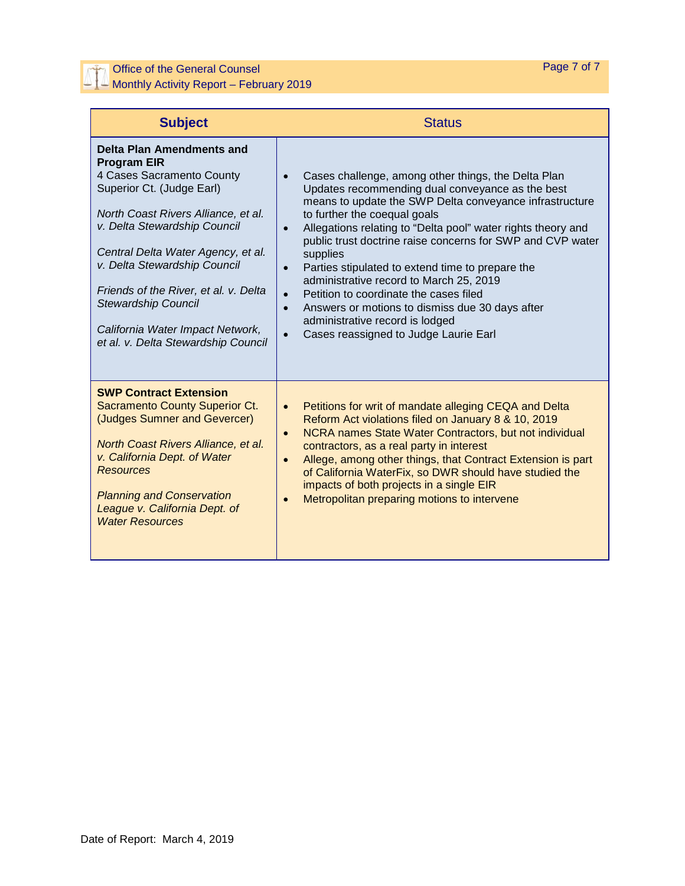| Subject | Status |
|---|---|
| **Delta Plan Amendments and Program EIR**<br>4 Cases Sacramento County Superior Ct. (Judge Earl)<br><br>*North Coast Rivers Alliance, et al. v. Delta Stewardship Council*<br><br>*Central Delta Water Agency, et al. v. Delta Stewardship Council*<br><br>*Friends of the River, et al. v. Delta Stewardship Council*<br><br>*California Water Impact Network, et al. v. Delta Stewardship Council* | • Cases challenge, among other things, the Delta Plan Updates recommending dual conveyance as the best means to update the SWP Delta conveyance infrastructure to further the coequal goals<br>• Allegations relating to "Delta pool" water rights theory and public trust doctrine raise concerns for SWP and CVP water supplies<br>• Parties stipulated to extend time to prepare the administrative record to March 25, 2019<br>• Petition to coordinate the cases filed<br>• Answers or motions to dismiss due 30 days after administrative record is lodged<br>• Cases reassigned to Judge Laurie Earl |
| **SWP Contract Extension**<br>Sacramento County Superior Ct. (Judges Sumner and Gevercer)<br><br>*North Coast Rivers Alliance, et al. v. California Dept. of Water Resources*<br><br>*Planning and Conservation League v. California Dept. of Water Resources* | • Petitions for writ of mandate alleging CEQA and Delta Reform Act violations filed on January 8 & 10, 2019<br>• NCRA names State Water Contractors, but not individual contractors, as a real party in interest<br>• Allege, among other things, that Contract Extension is part of California WaterFix, so DWR should have studied the impacts of both projects in a single EIR<br>• Metropolitan preparing motions to intervene |

Date of Report: March 4, 2019